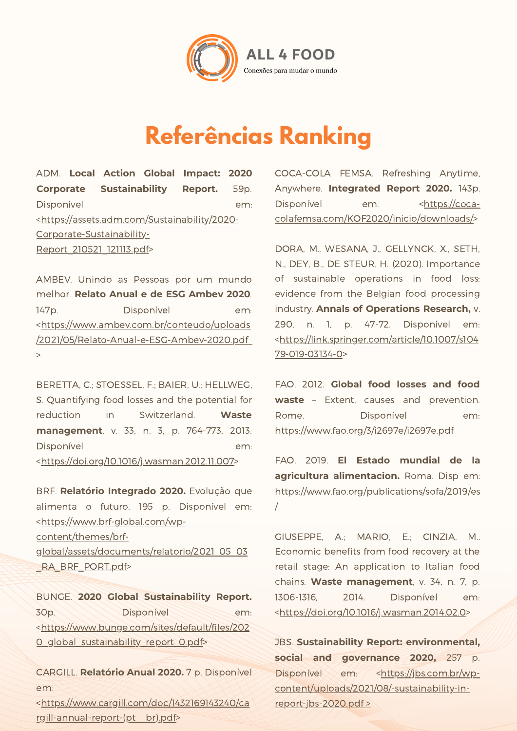ALL 4 FOOD

Conexões para mudar o mundo

# Referências Ranking

ADM. **Local Action Global Impact: 2020 Corporate Sustainability Report.** 59p. Disponível em: <https://assets.adm.com/Sustainability/2020-Corporate-Sustainability-Report_210521_121113.pdf>

AMBEV. Unindo as Pessoas por um mundo melhor. **Relato Anual e de ESG Ambev 2020**. 147p. Disponível em: <https://www.ambev.com.br/conteudo/uploads/2021/05/Relato-Anual-e-ESG-Ambev-2020.pdf >

BERETTA, C.; STOESSEL, F.; BAIER, U.; HELLWEG, S. Quantifying food losses and the potential for reduction in Switzerland. **Waste management**, v. 33, n. 3, p. 764-773, 2013. Disponível em: <https://doi.org/10.1016/j.wasman.2012.11.007>

BRF. **Relatório Integrado 2020.** Evolução que alimenta o futuro. 195 p. Disponível em: <https://www.brf-global.com/wp-content/themes/brf-global/assets/documents/relatorio/2021_05_03_RA_BRF_PORT.pdf>

BUNGE. **2020 Global Sustainability Report.** 30p. Disponível em: <https://www.bunge.com/sites/default/files/2020_global_sustainability_report_0.pdf>

CARGILL. **Relatório Anual 2020.** 7 p. Disponível em: <https://www.cargill.com/doc/1432169143240/cargill-annual-report-(pt__br).pdf>

COCA-COLA FEMSA. Refreshing Anytime, Anywhere. **Integrated Report 2020.** 143p. Disponível em: <https://coca-colafemsa.com/KOF2020/inicio/downloads/>

DORA, M., WESANA, J., GELLYNCK, X., SETH, N., DEY, B., DE STEUR, H. (2020). Importance of sustainable operations in food loss: evidence from the Belgian food processing industry. **Annals of Operations Research,** v. 290, n. 1, p. 47-72. Disponível em: <https://link.springer.com/article/10.1007/s10479-019-03134-0>

FAO. 2012. **Global food losses and food waste** – Extent, causes and prevention. Rome. Disponível em: https://www.fao.org/3/i2697e/i2697e.pdf

FAO. 2019. **El Estado mundial de la agricultura alimentacion.** Roma. Disp em: https://www.fao.org/publications/sofa/2019/es/

GIUSEPPE, A.; MARIO, E.; CINZIA, M.. Economic benefits from food recovery at the retail stage: An application to Italian food chains. **Waste management**, v. 34, n. 7, p. 1306-1316, 2014. Disponível em: <https://doi.org/10.1016/j.wasman.2014.02.0>

JBS. **Sustainability Report: environmental, social and governance 2020,** 257 p. Disponível em: <https://jbs.com.br/wp-content/uploads/2021/08/-sustainability-in-report-jbs-2020.pdf >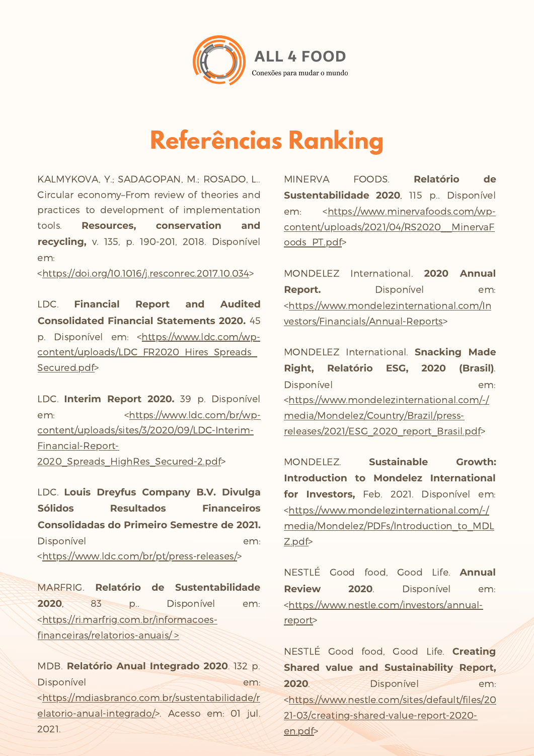ALL 4 FOOD

Conexões para mudar o mundo

# Referências Ranking

KALMYKOVA, Y.; SADAGOPAN, M.; ROSADO, L.. Circular economy–From review of theories and practices to development of implementation tools. **Resources, conservation and recycling,** v. 135, p. 190-201, 2018. Disponível em: <https://doi.org/10.1016/j.resconrec.2017.10.034>

LDC. **Financial Report and Audited Consolidated Financial Statements 2020.** 45 p. Disponível em: <https://www.ldc.com/wp-content/uploads/LDC_FR2020_Hires_Spreads_Secured.pdf>

LDC. **Interim Report 2020.** 39 p. Disponível em: <https://www.ldc.com/br/wp-content/uploads/sites/3/2020/09/LDC-Interim-Financial-Report-2020_Spreads_HighRes_Secured-2.pdf>

LDC. **Louis Dreyfus Company B.V. Divulga Sólidos Resultados Financeiros Consolidadas do Primeiro Semestre de 2021.** Disponível em: <https://www.ldc.com/br/pt/press-releases/>

MARFRIG. **Relatório de Sustentabilidade 2020**, 83 p.. Disponível em: <https://ri.marfrig.com.br/informacoes-financeiras/relatorios-anuais/ >

MDB. **Relatório Anual Integrado 2020**. 132 p. Disponível em: <https://mdiasbranco.com.br/sustentabilidade/relatorio-anual-integrado/>. Acesso em: 01 jul. 2021.

MINERVA FOODS. **Relatório de Sustentabilidade 2020**, 115 p.. Disponível em: <https://www.minervafoods.com/wp-content/uploads/2021/04/RS2020__MinervaFoods_PT.pdf>

MONDELEZ International. **2020 Annual Report.** Disponível em: <https://www.mondelezinternational.com/Investors/Financials/Annual-Reports>

MONDELEZ International. **Snacking Made Right, Relatório ESG, 2020 (Brasil)**. Disponível em: <https://www.mondelezinternational.com/-/media/Mondelez/Country/Brazil/press-releases/2021/ESG_2020_report_Brasil.pdf>

MONDELEZ. **Sustainable Growth: Introduction to Mondelez International for Investors,** Feb. 2021. Disponível em: <https://www.mondelezinternational.com/-/media/Mondelez/PDFs/Introduction_to_MDLZ.pdf>

NESTLÉ Good food, Good Life. **Annual Review 2020**. Disponível em: <https://www.nestle.com/investors/annual-report>

NESTLÉ Good food, Good Life. **Creating Shared value and Sustainability Report, 2020**. Disponível em: <https://www.nestle.com/sites/default/files/2021-03/creating-shared-value-report-2020-en.pdf>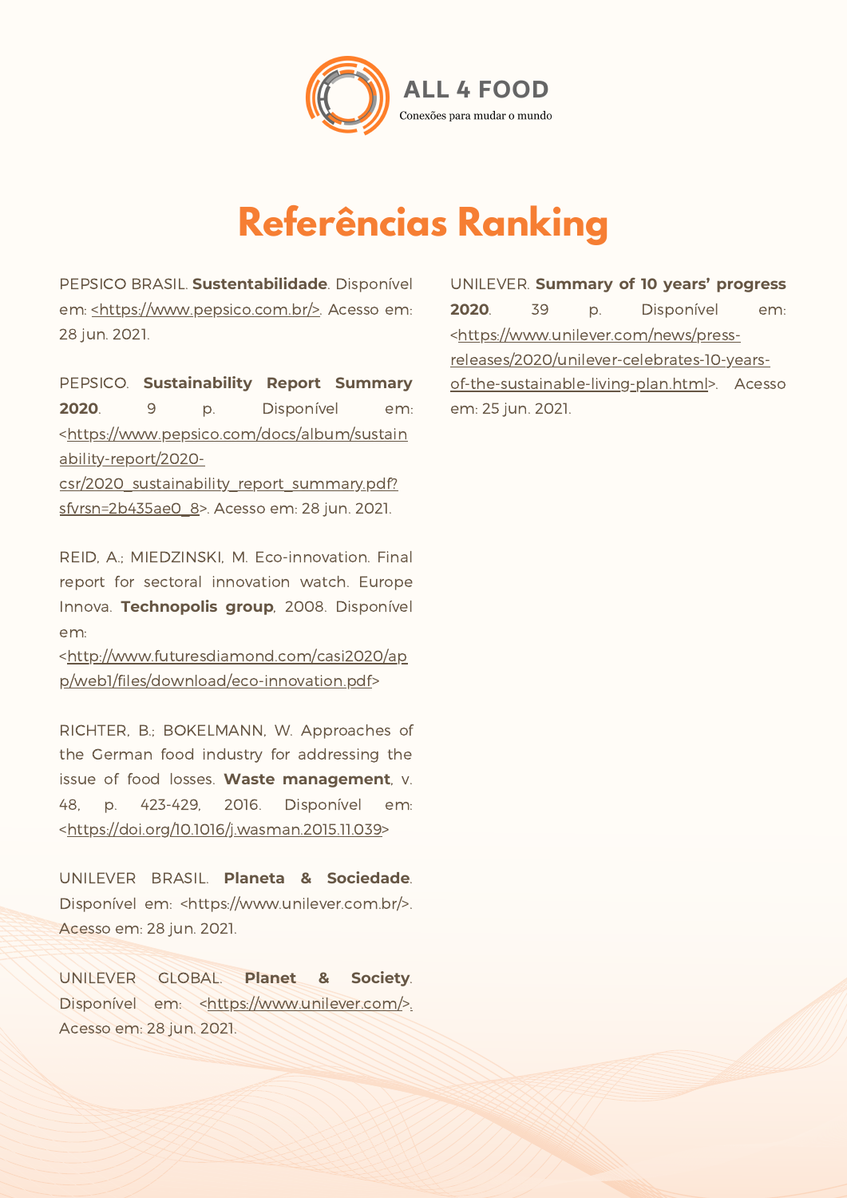ALL 4 FOOD

Conexões para mudar o mundo

# Referências Ranking

PEPSICO BRASIL. **Sustentabilidade**. Disponível em: <https://www.pepsico.com.br/>. Acesso em: 28 jun. 2021.

PEPSICO. **Sustainability Report Summary 2020**. 9 p. Disponível em: <https://www.pepsico.com/docs/album/sustainability-report/2020-csr/2020_sustainability_report_summary.pdf?sfvrsn=2b435ae0_8>. Acesso em: 28 jun. 2021.

REID, A.; MIEDZINSKI, M. Eco-innovation. Final report for sectoral innovation watch. Europe Innova. **Technopolis group**, 2008. Disponível em: <http://www.futuresdiamond.com/casi2020/app/web1/files/download/eco-innovation.pdf>

RICHTER, B.; BOKELMANN, W. Approaches of the German food industry for addressing the issue of food losses. **Waste management**, v. 48, p. 423-429, 2016. Disponível em: <https://doi.org/10.1016/j.wasman.2015.11.039>

UNILEVER BRASIL. **Planeta & Sociedade**. Disponível em: <https://www.unilever.com.br/>. Acesso em: 28 jun. 2021.

UNILEVER GLOBAL. **Planet & Society**. Disponível em: <https://www.unilever.com/>. Acesso em: 28 jun. 2021.

UNILEVER. **Summary of 10 years' progress 2020**. 39 p. Disponível em: <https://www.unilever.com/news/press-releases/2020/unilever-celebrates-10-years-of-the-sustainable-living-plan.html>. Acesso em: 25 jun. 2021.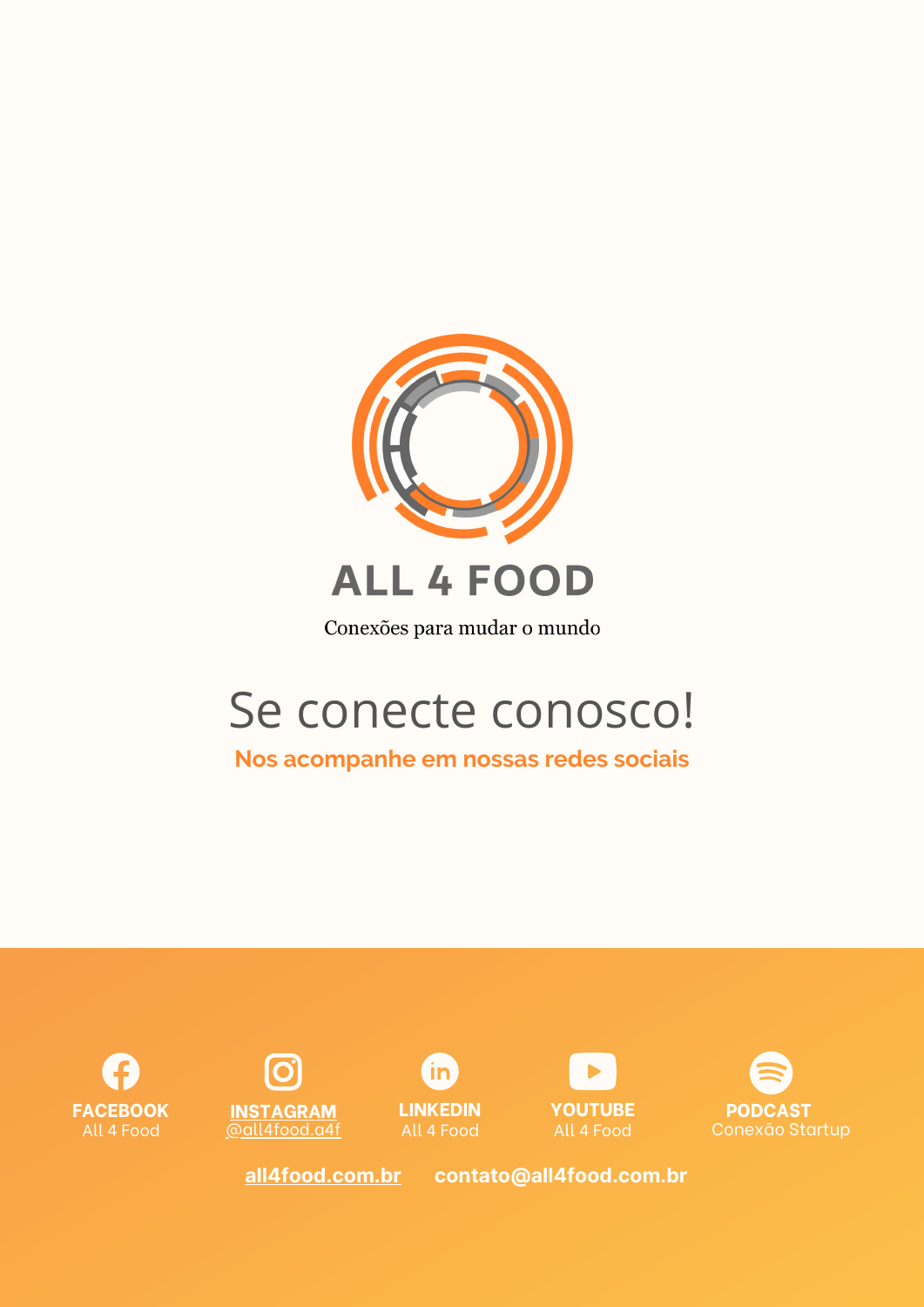# ALL 4 FOOD

Conexões para mudar o mundo

## Se conecte conosco!

**Nos acompanhe em nossas redes sociais**

**FACEBOOK**
All 4 Food

**INSTAGRAM**
@all4food.a4f

**LINKEDIN**
All 4 Food

**YOUTUBE**
All 4 Food

**PODCAST**
Conexão Startup

**all4food.com.br** **contato@all4food.com.br**